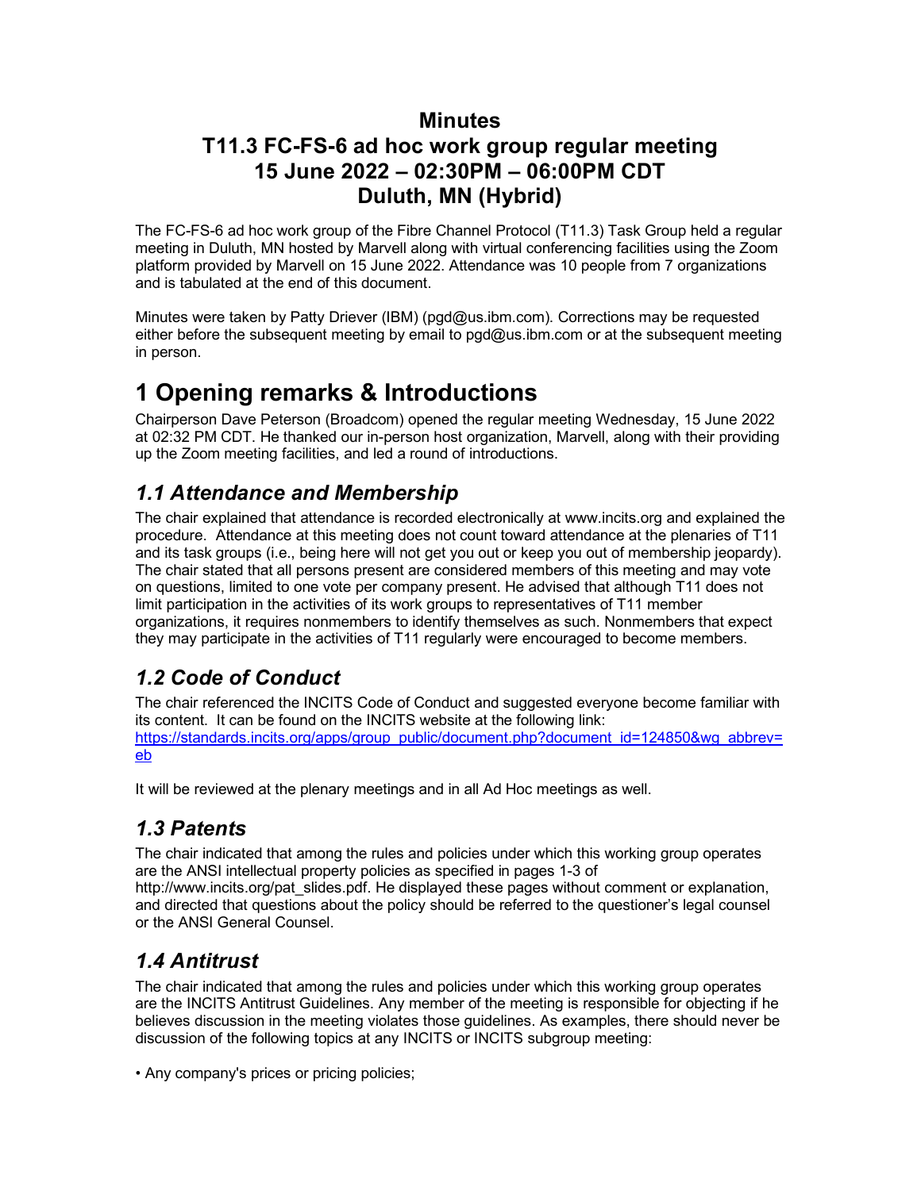# Minutes

# T11.3 FC-FS-6 ad hoc work group regular meeting

# 15 June 2022 – 02:30PM – 06:00PM CDT

# Duluth, MN (Hybrid)

The FC-FS-6 ad hoc work group of the Fibre Channel Protocol (T11.3) Task Group held a regular meeting in Duluth, MN hosted by Marvell along with virtual conferencing facilities using the Zoom platform provided by Marvell on 15 June 2022. Attendance was 10 people from 7 organizations and is tabulated at the end of this document.

Minutes were taken by Patty Driever (IBM) (pgd@us.ibm.com). Corrections may be requested either before the subsequent meeting by email to pgd@us.ibm.com or at the subsequent meeting in person.

# 1 Opening remarks & Introductions

Chairperson Dave Peterson (Broadcom) opened the regular meeting Wednesday, 15 June 2022 at 02:32 PM CDT. He thanked our in-person host organization, Marvell, along with their providing up the Zoom meeting facilities, and led a round of introductions.

## *1.1 Attendance and Membership*

The chair explained that attendance is recorded electronically at www.incits.org and explained the procedure. Attendance at this meeting does not count toward attendance at the plenaries of T11 and its task groups (i.e., being here will not get you out or keep you out of membership jeopardy). The chair stated that all persons present are considered members of this meeting and may vote on questions, limited to one vote per company present. He advised that although T11 does not limit participation in the activities of its work groups to representatives of T11 member organizations, it requires nonmembers to identify themselves as such. Nonmembers that expect they may participate in the activities of T11 regularly were encouraged to become members.

## *1.2 Code of Conduct*

The chair referenced the INCITS Code of Conduct and suggested everyone become familiar with its content. It can be found on the INCITS website at the following link: [https://standards.incits.org/apps/group_public/document.php?document_id=124850&wg_abbrev=eb](https://standards.incits.org/apps/group_public/document.php?document_id=124850&wg_abbrev=eb)

It will be reviewed at the plenary meetings and in all Ad Hoc meetings as well.

## *1.3 Patents*

The chair indicated that among the rules and policies under which this working group operates are the ANSI intellectual property policies as specified in pages 1-3 of http://www.incits.org/pat_slides.pdf. He displayed these pages without comment or explanation, and directed that questions about the policy should be referred to the questioner's legal counsel or the ANSI General Counsel.

## *1.4 Antitrust*

The chair indicated that among the rules and policies under which this working group operates are the INCITS Antitrust Guidelines. Any member of the meeting is responsible for objecting if he believes discussion in the meeting violates those guidelines. As examples, there should never be discussion of the following topics at any INCITS or INCITS subgroup meeting:

- Any company's prices or pricing policies;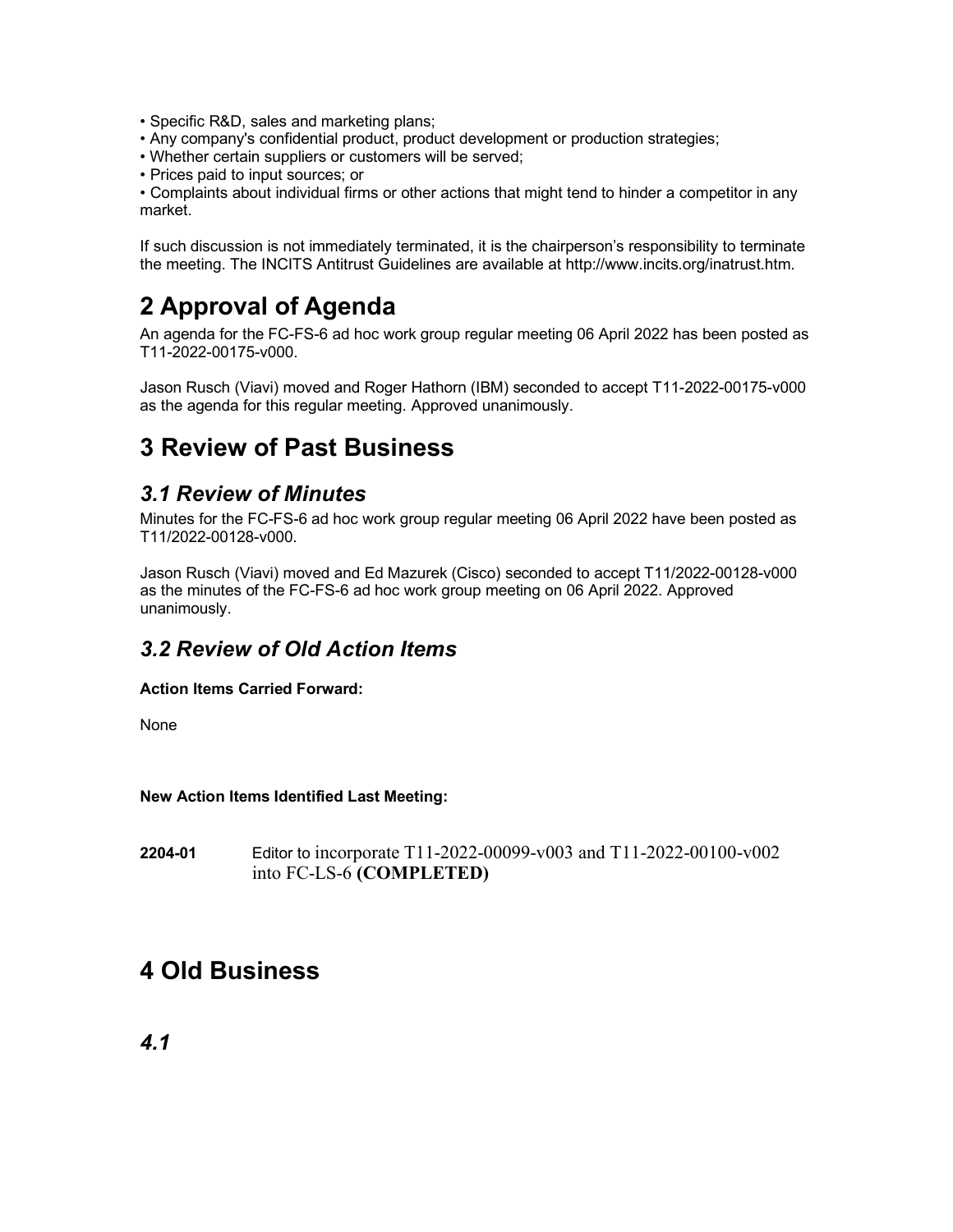- Specific R&D, sales and marketing plans;
- Any company's confidential product, product development or production strategies;
- Whether certain suppliers or customers will be served;
- Prices paid to input sources; or
- Complaints about individual firms or other actions that might tend to hinder a competitor in any market.

If such discussion is not immediately terminated, it is the chairperson's responsibility to terminate the meeting. The INCITS Antitrust Guidelines are available at http://www.incits.org/inatrust.htm.

# 2 Approval of Agenda

An agenda for the FC-FS-6 ad hoc work group regular meeting 06 April 2022 has been posted as T11-2022-00175-v000.

Jason Rusch (Viavi) moved and Roger Hathorn (IBM) seconded to accept T11-2022-00175-v000 as the agenda for this regular meeting. Approved unanimously.

# 3 Review of Past Business

## *3.1 Review of Minutes*

Minutes for the FC-FS-6 ad hoc work group regular meeting 06 April 2022 have been posted as T11/2022-00128-v000.

Jason Rusch (Viavi) moved and Ed Mazurek (Cisco) seconded to accept T11/2022-00128-v000 as the minutes of the FC-FS-6 ad hoc work group meeting on 06 April 2022. Approved unanimously.

## *3.2 Review of Old Action Items*

**Action Items Carried Forward:**

None

**New Action Items Identified Last Meeting:**

**2204-01** Editor to incorporate T11-2022-00099-v003 and T11-2022-00100-v002 into FC-LS-6 **(COMPLETED)**

# 4 Old Business

## *4.1*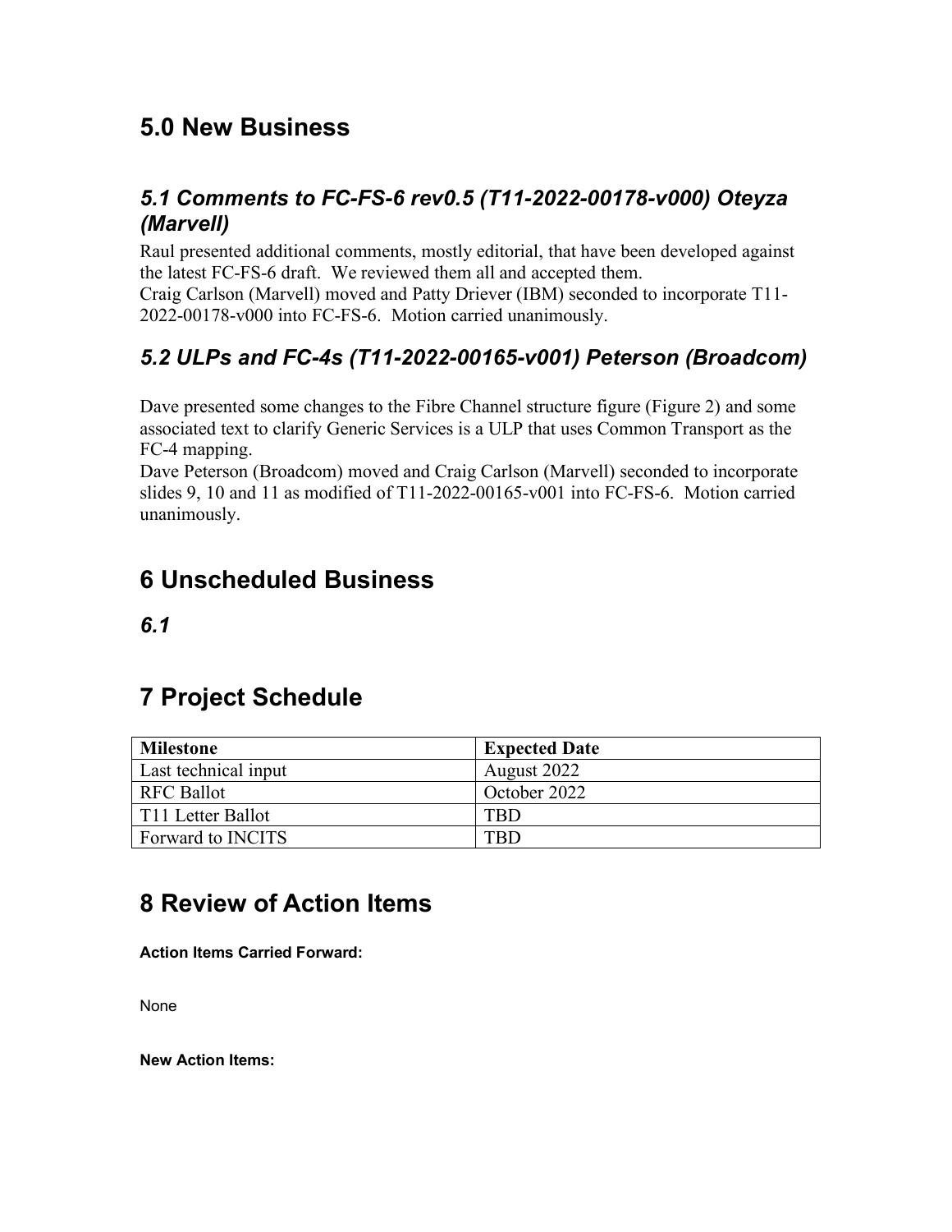## 5.0 New Business

### *5.1 Comments to FC-FS-6 rev0.5 (T11-2022-00178-v000) Oteyza (Marvell)*

Raul presented additional comments, mostly editorial, that have been developed against the latest FC-FS-6 draft. We reviewed them all and accepted them.
Craig Carlson (Marvell) moved and Patty Driever (IBM) seconded to incorporate T11-2022-00178-v000 into FC-FS-6. Motion carried unanimously.

### *5.2 ULPs and FC-4s (T11-2022-00165-v001) Peterson (Broadcom)*

Dave presented some changes to the Fibre Channel structure figure (Figure 2) and some associated text to clarify Generic Services is a ULP that uses Common Transport as the FC-4 mapping.
Dave Peterson (Broadcom) moved and Craig Carlson (Marvell) seconded to incorporate slides 9, 10 and 11 as modified of T11-2022-00165-v001 into FC-FS-6. Motion carried unanimously.

## 6 Unscheduled Business

### *6.1*

## 7 Project Schedule

| Milestone | Expected Date |
|---|---|
| Last technical input | August 2022 |
| RFC Ballot | October 2022 |
| T11 Letter Ballot | TBD |
| Forward to INCITS | TBD |

## 8 Review of Action Items

**Action Items Carried Forward:**

None

**New Action Items:**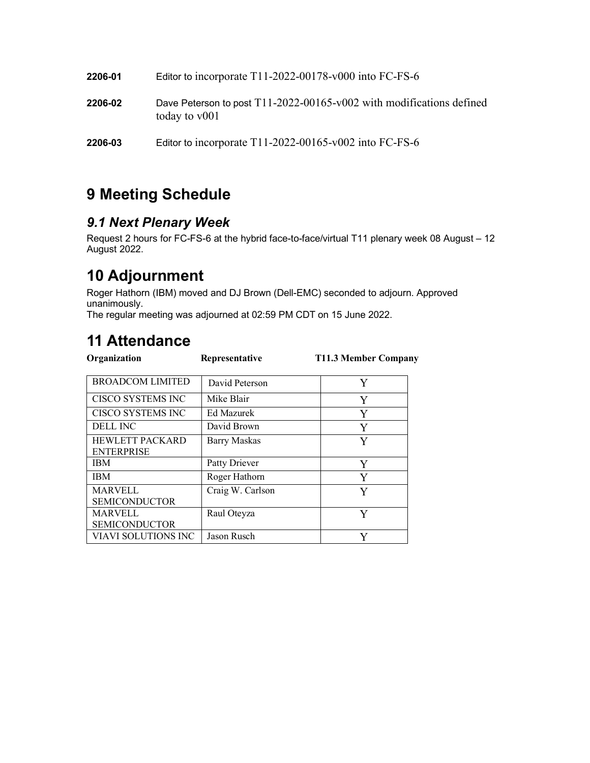**2206-01** Editor to incorporate T11-2022-00178-v000 into FC-FS-6

**2206-02** Dave Peterson to post T11-2022-00165-v002 with modifications defined today to v001

**2206-03** Editor to incorporate T11-2022-00165-v002 into FC-FS-6

# 9 Meeting Schedule

## *9.1 Next Plenary Week*

Request 2 hours for FC-FS-6 at the hybrid face-to-face/virtual T11 plenary week 08 August – 12 August 2022.

# 10 Adjournment

Roger Hathorn (IBM) moved and DJ Brown (Dell-EMC) seconded to adjourn. Approved unanimously.
The regular meeting was adjourned at 02:59 PM CDT on 15 June 2022.

# 11 Attendance

| Organization | Representative | T11.3 Member Company |
|---|---|---|
| BROADCOM LIMITED | David Peterson | Y |
| CISCO SYSTEMS INC | Mike Blair | Y |
| CISCO SYSTEMS INC | Ed Mazurek | Y |
| DELL INC | David Brown | Y |
| HEWLETT PACKARD ENTERPRISE | Barry Maskas | Y |
| IBM | Patty Driever | Y |
| IBM | Roger Hathorn | Y |
| MARVELL SEMICONDUCTOR | Craig W. Carlson | Y |
| MARVELL SEMICONDUCTOR | Raul Oteyza | Y |
| VIAVI SOLUTIONS INC | Jason Rusch | Y |